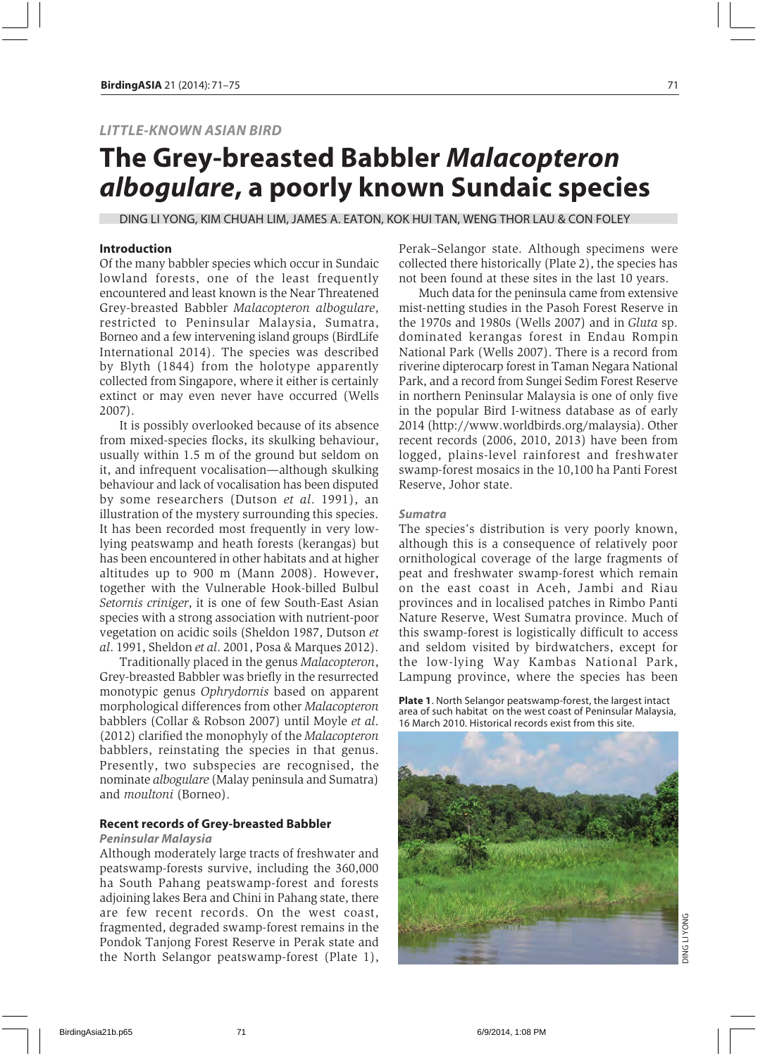*LITTLE-KNOWN ASIAN BIRD*

# The Grey-breasted Babbler *Malacopteron albogulare*, a poorly known Sundaic species

DING LI YONG, KIM CHUAH LIM, JAMES A. EATON, KOK HUI TAN, WENG THOR LAU & CON FOLEY

## Introduction

Of the many babbler species which occur in Sundaic lowland forests, one of the least frequently encountered and least known is the Near Threatened Grey-breasted Babbler *Malacopteron albogulare*, restricted to Peninsular Malaysia, Sumatra, Borneo and a few intervening island groups (BirdLife International 2014). The species was described by Blyth (1844) from the holotype apparently collected from Singapore, where it either is certainly extinct or may even never have occurred (Wells 2007).

It is possibly overlooked because of its absence from mixed-species flocks, its skulking behaviour, usually within 1.5 m of the ground but seldom on it, and infrequent vocalisation—although skulking behaviour and lack of vocalisation has been disputed by some researchers (Dutson *et al.* 1991), an illustration of the mystery surrounding this species. It has been recorded most frequently in very low-lying peatswamp and heath forests (kerangas) but has been encountered in other habitats and at higher altitudes up to 900 m (Mann 2008). However, together with the Vulnerable Hook-billed Bulbul *Setornis criniger*, it is one of few South-East Asian species with a strong association with nutrient-poor vegetation on acidic soils (Sheldon 1987, Dutson *et al.* 1991, Sheldon *et al.* 2001, Posa & Marques 2012).

Traditionally placed in the genus *Malacopteron*, Grey-breasted Babbler was briefly in the resurrected monotypic genus *Ophrydornis* based on apparent morphological differences from other *Malacopteron* babblers (Collar & Robson 2007) until Moyle *et al.* (2012) clarified the monophyly of the *Malacopteron* babblers, reinstating the species in that genus. Presently, two subspecies are recognised, the nominate *albogulare* (Malay peninsula and Sumatra) and *moultoni* (Borneo).

## Recent records of Grey-breasted Babbler

### *Peninsular Malaysia*

Although moderately large tracts of freshwater and peatswamp-forests survive, including the 360,000 ha South Pahang peatswamp-forest and forests adjoining lakes Bera and Chini in Pahang state, there are few recent records. On the west coast, fragmented, degraded swamp-forest remains in the Pondok Tanjong Forest Reserve in Perak state and the North Selangor peatswamp-forest (Plate 1), Perak–Selangor state. Although specimens were collected there historically (Plate 2), the species has not been found at these sites in the last 10 years.

Much data for the peninsula came from extensive mist-netting studies in the Pasoh Forest Reserve in the 1970s and 1980s (Wells 2007) and in *Gluta* sp. dominated kerangas forest in Endau Rompin National Park (Wells 2007). There is a record from riverine dipterocarp forest in Taman Negara National Park, and a record from Sungei Sedim Forest Reserve in northern Peninsular Malaysia is one of only five in the popular Bird I-witness database as of early 2014 (http://www.worldbirds.org/malaysia). Other recent records (2006, 2010, 2013) have been from logged, plains-level rainforest and freshwater swamp-forest mosaics in the 10,100 ha Panti Forest Reserve, Johor state.

### *Sumatra*

The species's distribution is very poorly known, although this is a consequence of relatively poor ornithological coverage of the large fragments of peat and freshwater swamp-forest which remain on the east coast in Aceh, Jambi and Riau provinces and in localised patches in Rimbo Panti Nature Reserve, West Sumatra province. Much of this swamp-forest is logistically difficult to access and seldom visited by birdwatchers, except for the low-lying Way Kambas National Park, Lampung province, where the species has been

**Plate 1**. North Selangor peatswamp-forest, the largest intact area of such habitat on the west coast of Peninsular Malaysia, 16 March 2010. Historical records exist from this site.

DING LI YONG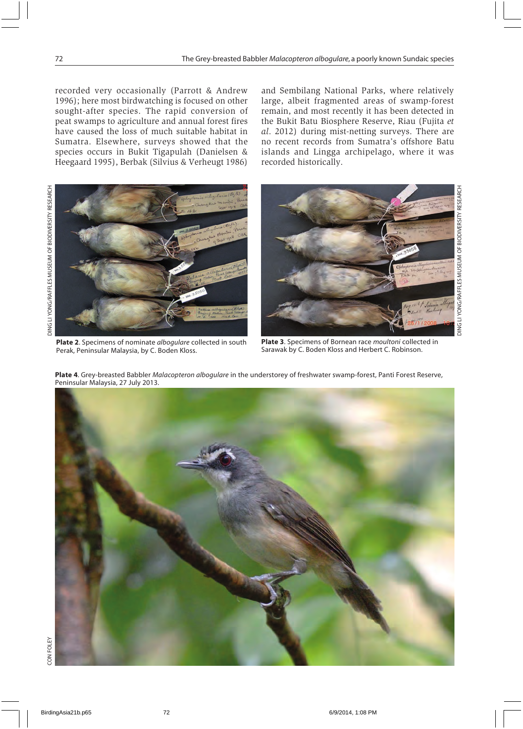recorded very occasionally (Parrott & Andrew 1996); here most birdwatching is focused on other sought-after species. The rapid conversion of peat swamps to agriculture and annual forest fires have caused the loss of much suitable habitat in Sumatra. Elsewhere, surveys showed that the species occurs in Bukit Tigapulah (Danielsen & Heegaard 1995), Berbak (Silvius & Verheugt 1986) and Sembilang National Parks, where relatively large, albeit fragmented areas of swamp-forest remain, and most recently it has been detected in the Bukit Batu Biosphere Reserve, Riau (Fujita *et al.* 2012) during mist-netting surveys. There are no recent records from Sumatra's offshore Batu islands and Lingga archipelago, where it was recorded historically.

**Plate 2**. Specimens of nominate *albogulare* collected in south Perak, Peninsular Malaysia, by C. Boden Kloss.

**Plate 3**. Specimens of Bornean race *moultoni* collected in Sarawak by C. Boden Kloss and Herbert C. Robinson.

**Plate 4**. Grey-breasted Babbler *Malacopteron albogulare* in the understorey of freshwater swamp-forest, Panti Forest Reserve, Peninsular Malaysia, 27 July 2013.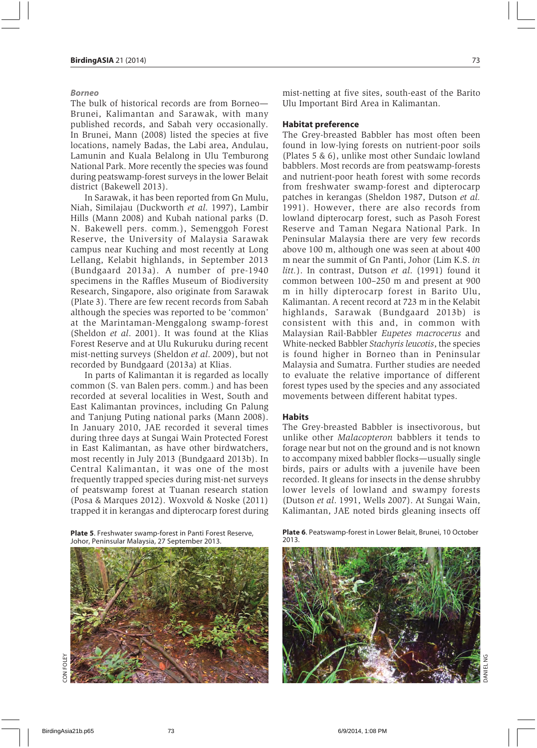### *Borneo*

The bulk of historical records are from Borneo—Brunei, Kalimantan and Sarawak, with many published records, and Sabah very occasionally. In Brunei, Mann (2008) listed the species at five locations, namely Badas, the Labi area, Andulau, Lamunin and Kuala Belalong in Ulu Temburong National Park. More recently the species was found during peatswamp-forest surveys in the lower Belait district (Bakewell 2013).

In Sarawak, it has been reported from Gn Mulu, Niah, Similajau (Duckworth *et al.* 1997), Lambir Hills (Mann 2008) and Kubah national parks (D. N. Bakewell pers. comm.), Semenggoh Forest Reserve, the University of Malaysia Sarawak campus near Kuching and most recently at Long Lellang, Kelabit highlands, in September 2013 (Bundgaard 2013a). A number of pre-1940 specimens in the Raffles Museum of Biodiversity Research, Singapore, also originate from Sarawak (Plate 3). There are few recent records from Sabah although the species was reported to be 'common' at the Marintaman-Menggalong swamp-forest (Sheldon *et al.* 2001). It was found at the Klias Forest Reserve and at Ulu Rukuruku during recent mist-netting surveys (Sheldon *et al.* 2009), but not recorded by Bundgaard (2013a) at Klias.

In parts of Kalimantan it is regarded as locally common (S. van Balen pers. comm.) and has been recorded at several localities in West, South and East Kalimantan provinces, including Gn Palung and Tanjung Puting national parks (Mann 2008). In January 2010, JAE recorded it several times during three days at Sungai Wain Protected Forest in East Kalimantan, as have other birdwatchers, most recently in July 2013 (Bundgaard 2013b). In Central Kalimantan, it was one of the most frequently trapped species during mist-net surveys of peatswamp forest at Tuanan research station (Posa & Marques 2012). Woxvold & Noske (2011) trapped it in kerangas and dipterocarp forest during mist-netting at five sites, south-east of the Barito Ulu Important Bird Area in Kalimantan.

## Habitat preference

The Grey-breasted Babbler has most often been found in low-lying forests on nutrient-poor soils (Plates 5 & 6), unlike most other Sundaic lowland babblers. Most records are from peatswamp-forests and nutrient-poor heath forest with some records from freshwater swamp-forest and dipterocarp patches in kerangas (Sheldon 1987, Dutson *et al.* 1991). However, there are also records from lowland dipterocarp forest, such as Pasoh Forest Reserve and Taman Negara National Park. In Peninsular Malaysia there are very few records above 100 m, although one was seen at about 400 m near the summit of Gn Panti, Johor (Lim K.S. *in litt.*). In contrast, Dutson *et al.* (1991) found it common between 100–250 m and present at 900 m in hilly dipterocarp forest in Barito Ulu, Kalimantan. A recent record at 723 m in the Kelabit highlands, Sarawak (Bundgaard 2013b) is consistent with this and, in common with Malaysian Rail-Babbler *Eupetes macrocerus* and White-necked Babbler *Stachyris leucotis*, the species is found higher in Borneo than in Peninsular Malaysia and Sumatra. Further studies are needed to evaluate the relative importance of different forest types used by the species and any associated movements between different habitat types.

## Habits

The Grey-breasted Babbler is insectivorous, but unlike other *Malacopteron* babblers it tends to forage near but not on the ground and is not known to accompany mixed babbler flocks—usually single birds, pairs or adults with a juvenile have been recorded. It gleans for insects in the dense shrubby lower levels of lowland and swampy forests (Dutson *et al.* 1991, Wells 2007). At Sungai Wain, Kalimantan, JAE noted birds gleaning insects off

**Plate 5**. Freshwater swamp-forest in Panti Forest Reserve, Johor, Peninsular Malaysia, 27 September 2013.

CON FOLEY

**Plate 6**. Peatswamp-forest in Lower Belait, Brunei, 10 October 2013.

DANIEL NG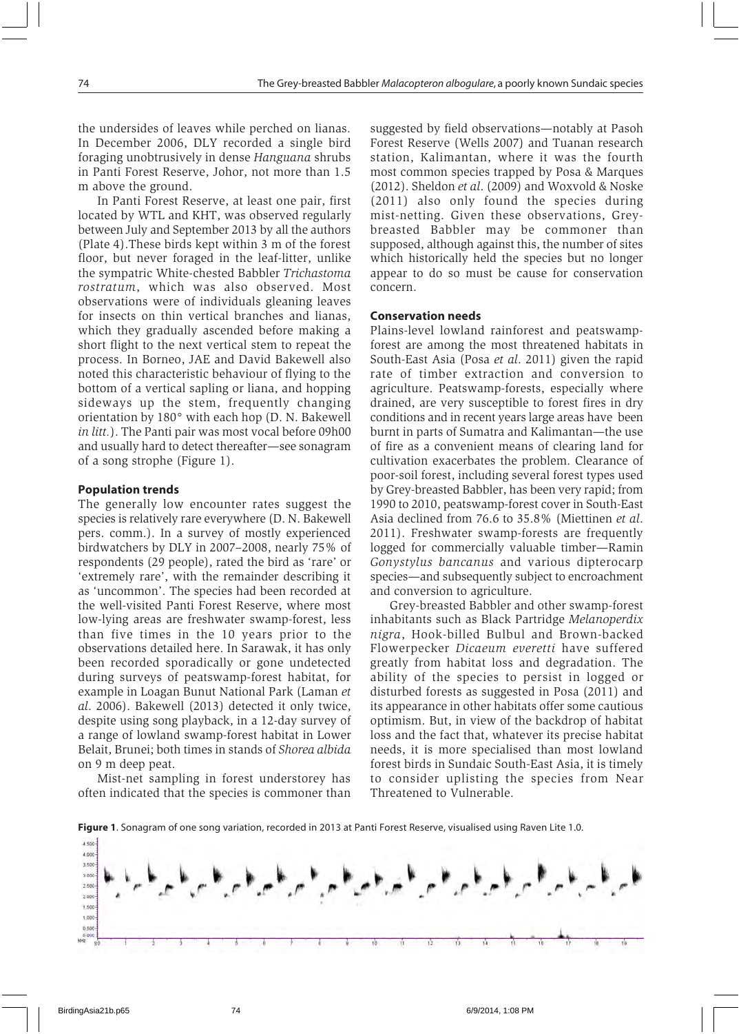the undersides of leaves while perched on lianas. In December 2006, DLY recorded a single bird foraging unobtrusively in dense *Hanguana* shrubs in Panti Forest Reserve, Johor, not more than 1.5 m above the ground.

In Panti Forest Reserve, at least one pair, first located by WTL and KHT, was observed regularly between July and September 2013 by all the authors (Plate 4).These birds kept within 3 m of the forest floor, but never foraged in the leaf-litter, unlike the sympatric White-chested Babbler *Trichastoma rostratum*, which was also observed. Most observations were of individuals gleaning leaves for insects on thin vertical branches and lianas, which they gradually ascended before making a short flight to the next vertical stem to repeat the process. In Borneo, JAE and David Bakewell also noted this characteristic behaviour of flying to the bottom of a vertical sapling or liana, and hopping sideways up the stem, frequently changing orientation by 180° with each hop (D. N. Bakewell *in litt.*). The Panti pair was most vocal before 09h00 and usually hard to detect thereafter—see sonagram of a song strophe (Figure 1).

#### Population trends

The generally low encounter rates suggest the species is relatively rare everywhere (D. N. Bakewell pers. comm.). In a survey of mostly experienced birdwatchers by DLY in 2007–2008, nearly 75% of respondents (29 people), rated the bird as 'rare' or 'extremely rare', with the remainder describing it as 'uncommon'. The species had been recorded at the well-visited Panti Forest Reserve, where most low-lying areas are freshwater swamp-forest, less than five times in the 10 years prior to the observations detailed here. In Sarawak, it has only been recorded sporadically or gone undetected during surveys of peatswamp-forest habitat, for example in Loagan Bunut National Park (Laman *et al.* 2006). Bakewell (2013) detected it only twice, despite using song playback, in a 12-day survey of a range of lowland swamp-forest habitat in Lower Belait, Brunei; both times in stands of *Shorea albida* on 9 m deep peat.

Mist-net sampling in forest understorey has often indicated that the species is commoner than suggested by field observations—notably at Pasoh Forest Reserve (Wells 2007) and Tuanan research station, Kalimantan, where it was the fourth most common species trapped by Posa & Marques (2012). Sheldon *et al.* (2009) and Woxvold & Noske (2011) also only found the species during mist-netting. Given these observations, Grey-breasted Babbler may be commoner than supposed, although against this, the number of sites which historically held the species but no longer appear to do so must be cause for conservation concern.

#### Conservation needs

Plains-level lowland rainforest and peatswamp-forest are among the most threatened habitats in South-East Asia (Posa *et al.* 2011) given the rapid rate of timber extraction and conversion to agriculture. Peatswamp-forests, especially where drained, are very susceptible to forest fires in dry conditions and in recent years large areas have been burnt in parts of Sumatra and Kalimantan—the use of fire as a convenient means of clearing land for cultivation exacerbates the problem. Clearance of poor-soil forest, including several forest types used by Grey-breasted Babbler, has been very rapid; from 1990 to 2010, peatswamp-forest cover in South-East Asia declined from 76.6 to 35.8% (Miettinen *et al.* 2011). Freshwater swamp-forests are frequently logged for commercially valuable timber—Ramin *Gonystylus bancanus* and various dipterocarp species—and subsequently subject to encroachment and conversion to agriculture.

Grey-breasted Babbler and other swamp-forest inhabitants such as Black Partridge *Melanoperdix nigra*, Hook-billed Bulbul and Brown-backed Flowerpecker *Dicaeum everetti* have suffered greatly from habitat loss and degradation. The ability of the species to persist in logged or disturbed forests as suggested in Posa (2011) and its appearance in other habitats offer some cautious optimism. But, in view of the backdrop of habitat loss and the fact that, whatever its precise habitat needs, it is more specialised than most lowland forest birds in Sundaic South-East Asia, it is timely to consider uplisting the species from Near Threatened to Vulnerable.

**Figure 1**. Sonagram of one song variation, recorded in 2013 at Panti Forest Reserve, visualised using Raven Lite 1.0.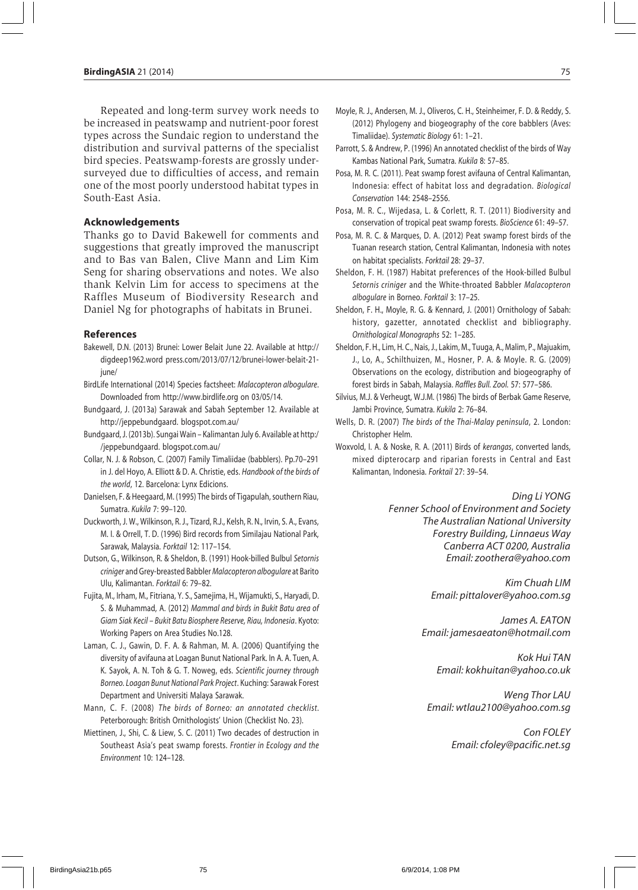Repeated and long-term survey work needs to be increased in peatswamp and nutrient-poor forest types across the Sundaic region to understand the distribution and survival patterns of the specialist bird species. Peatswamp-forests are grossly under-surveyed due to difficulties of access, and remain one of the most poorly understood habitat types in South-East Asia.

## Acknowledgements

Thanks go to David Bakewell for comments and suggestions that greatly improved the manuscript and to Bas van Balen, Clive Mann and Lim Kim Seng for sharing observations and notes. We also thank Kelvin Lim for access to specimens at the Raffles Museum of Biodiversity Research and Daniel Ng for photographs of habitats in Brunei.

## References

Bakewell, D.N. (2013) Brunei: Lower Belait June 22. Available at http://digdeep1962.word press.com/2013/07/12/brunei-lower-belait-21-june/

BirdLife International (2014) Species factsheet: *Malacopteron albogulare*. Downloaded from http://www.birdlife.org on 03/05/14.

Bundgaard, J. (2013a) Sarawak and Sabah September 12. Available at http://jeppebundgaard. blogspot.com.au/

Bundgaard, J. (2013b). Sungai Wain – Kalimantan July 6. Available at http://jeppebundgaard. blogspot.com.au/

Collar, N. J. & Robson, C. (2007) Family Timaliidae (babblers). Pp.70–291 in J. del Hoyo, A. Elliott & D. A. Christie, eds. *Handbook of the birds of the world*, 12. Barcelona: Lynx Edicions.

Danielsen, F. & Heegaard, M. (1995) The birds of Tigapulah, southern Riau, Sumatra. *Kukila* 7: 99–120.

Duckworth, J. W., Wilkinson, R. J., Tizard, R.J., Kelsh, R. N., Irvin, S. A., Evans, M. I. & Orrell, T. D. (1996) Bird records from Similajau National Park, Sarawak, Malaysia. *Forktail* 12: 117–154.

Dutson, G., Wilkinson, R. & Sheldon, B. (1991) Hook-billed Bulbul *Setornis criniger* and Grey-breasted Babbler *Malacopteron albogulare* at Barito Ulu, Kalimantan. *Forktail* 6: 79–82.

Fujita, M., Irham, M., Fitriana, Y. S., Samejima, H., Wijamukti, S., Haryadi, D. S. & Muhammad, A. (2012) *Mammal and birds in Bukit Batu area of Giam Siak Kecil – Bukit Batu Biosphere Reserve, Riau, Indonesia*. Kyoto: Working Papers on Area Studies No.128.

Laman, C. J., Gawin, D. F. A. & Rahman, M. A. (2006) Quantifying the diversity of avifauna at Loagan Bunut National Park. In A. A. Tuen, A. K. Sayok, A. N. Toh & G. T. Noweg, eds. *Scientific journey through Borneo. Loagan Bunut National Park Project*. Kuching: Sarawak Forest Department and Universiti Malaya Sarawak.

Mann, C. F. (2008) *The birds of Borneo: an annotated checklist*. Peterborough: British Ornithologists' Union (Checklist No. 23).

Miettinen, J., Shi, C. & Liew, S. C. (2011) Two decades of destruction in Southeast Asia's peat swamp forests. *Frontier in Ecology and the Environment* 10: 124–128.

Moyle, R. J., Andersen, M. J., Oliveros, C. H., Steinheimer, F. D. & Reddy, S. (2012) Phylogeny and biogeography of the core babblers (Aves: Timaliidae). *Systematic Biology* 61: 1–21.

Parrott, S. & Andrew, P. (1996) An annotated checklist of the birds of Way Kambas National Park, Sumatra. *Kukila* 8: 57–85.

Posa, M. R. C. (2011). Peat swamp forest avifauna of Central Kalimantan, Indonesia: effect of habitat loss and degradation. *Biological Conservation* 144: 2548–2556.

Posa, M. R. C., Wijedasa, L. & Corlett, R. T. (2011) Biodiversity and conservation of tropical peat swamp forests. *BioScience* 61: 49–57.

Posa, M. R. C. & Marques, D. A. (2012) Peat swamp forest birds of the Tuanan research station, Central Kalimantan, Indonesia with notes on habitat specialists. *Forktail* 28: 29–37.

Sheldon, F. H. (1987) Habitat preferences of the Hook-billed Bulbul *Setornis criniger* and the White-throated Babbler *Malacopteron albogulare* in Borneo. *Forktail* 3: 17–25.

Sheldon, F. H., Moyle, R. G. & Kennard, J. (2001) Ornithology of Sabah: history, gazetter, annotated checklist and bibliography. *Ornithological Monographs* 52: 1–285.

Sheldon, F. H., Lim, H. C., Nais, J., Lakim, M., Tuuga, A., Malim, P., Majuakim, J., Lo, A., Schilthuizen, M., Hosner, P. A. & Moyle. R. G. (2009) Observations on the ecology, distribution and biogeography of forest birds in Sabah, Malaysia. *Raffles Bull. Zool.* 57: 577–586.

Silvius, M.J. & Verheugt, W.J.M. (1986) The birds of Berbak Game Reserve, Jambi Province, Sumatra. *Kukila* 2: 76–84.

Wells, D. R. (2007) *The birds of the Thai-Malay peninsula*, 2. London: Christopher Helm.

Woxvold, I. A. & Noske, R. A. (2011) Birds of *kerangas*, converted lands, mixed dipterocarp and riparian forests in Central and East Kalimantan, Indonesia. *Forktail* 27: 39–54.

*Ding Li YONG*
*Fenner School of Environment and Society*
*The Australian National University*
*Forestry Building, Linnaeus Way*
*Canberra ACT 0200, Australia*
*Email: zoothera@yahoo.com*

*Kim Chuah LIM*
*Email: pittalover@yahoo.com.sg*

*James A. EATON*
*Email: jamesaeaton@hotmail.com*

*Kok Hui TAN*
*Email: kokhuitan@yahoo.co.uk*

*Weng Thor LAU*
*Email: wtlau2100@yahoo.com.sg*

*Con FOLEY*
*Email: cfoley@pacific.net.sg*